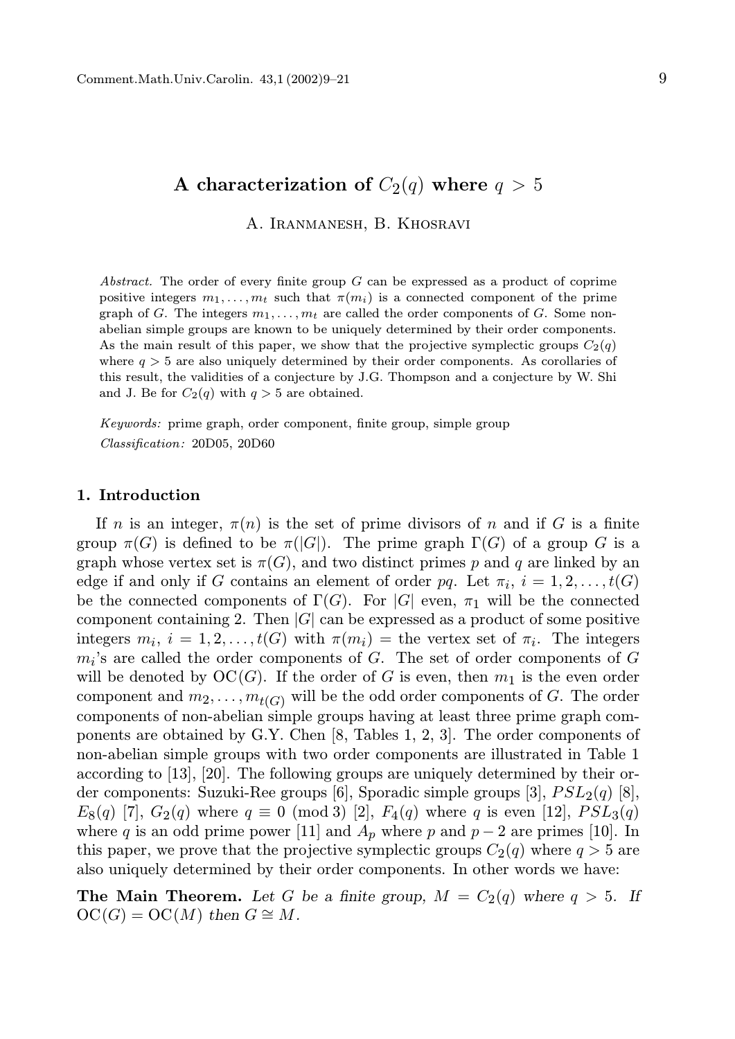# A characterization of $C_2(q)$ where $q > 5$

A. Iranmanesh, B. Khosravi

*Abstract.* The order of every finite group $G$ can be expressed as a product of coprime positive integers $m_1, \dots, m_t$ such that $\pi(m_i)$ is a connected component of the prime graph of $G$. The integers $m_1, \dots, m_t$ are called the order components of $G$. Some non-abelian simple groups are known to be uniquely determined by their order components. As the main result of this paper, we show that the projective symplectic groups $C_2(q)$ where $q > 5$ are also uniquely determined by their order components. As corollaries of this result, the validities of a conjecture by J.G. Thompson and a conjecture by W. Shi and J. Be for $C_2(q)$ with $q > 5$ are obtained.

*Keywords:* prime graph, order component, finite group, simple group

*Classification:* 20D05, 20D60

## 1. Introduction

If $n$ is an integer, $\pi(n)$ is the set of prime divisors of $n$ and if $G$ is a finite group $\pi(G)$ is defined to be $\pi(|G|)$. The prime graph $\Gamma(G)$ of a group $G$ is a graph whose vertex set is $\pi(G)$, and two distinct primes $p$ and $q$ are linked by an edge if and only if $G$ contains an element of order $pq$. Let $\pi_i$, $i = 1, 2, \dots, t(G)$ be the connected components of $\Gamma(G)$. For $|G|$ even, $\pi_1$ will be the connected component containing 2. Then $|G|$ can be expressed as a product of some positive integers $m_i$, $i = 1, 2, \dots, t(G)$ with $\pi(m_i) =$ the vertex set of $\pi_i$. The integers $m_i$'s are called the order components of $G$. The set of order components of $G$ will be denoted by $\mathrm{OC}(G)$. If the order of $G$ is even, then $m_1$ is the even order component and $m_2, \dots, m_{t(G)}$ will be the odd order components of $G$. The order components of non-abelian simple groups having at least three prime graph components are obtained by G.Y. Chen [8, Tables 1, 2, 3]. The order components of non-abelian simple groups with two order components are illustrated in Table 1 according to [13], [20]. The following groups are uniquely determined by their order components: Suzuki-Ree groups [6], Sporadic simple groups [3], $PSL_2(q)$ [8], $E_8(q)$ [7], $G_2(q)$ where $q \equiv 0 \pmod 3$ [2], $F_4(q)$ where $q$ is even [12], $PSL_3(q)$ where $q$ is an odd prime power [11] and $A_p$ where $p$ and $p - 2$ are primes [10]. In this paper, we prove that the projective symplectic groups $C_2(q)$ where $q > 5$ are also uniquely determined by their order components. In other words we have:

**The Main Theorem.** *Let $G$ be a finite group, $M = C_2(q)$ where $q > 5$. If $\mathrm{OC}(G) = \mathrm{OC}(M)$ then $G \cong M$.*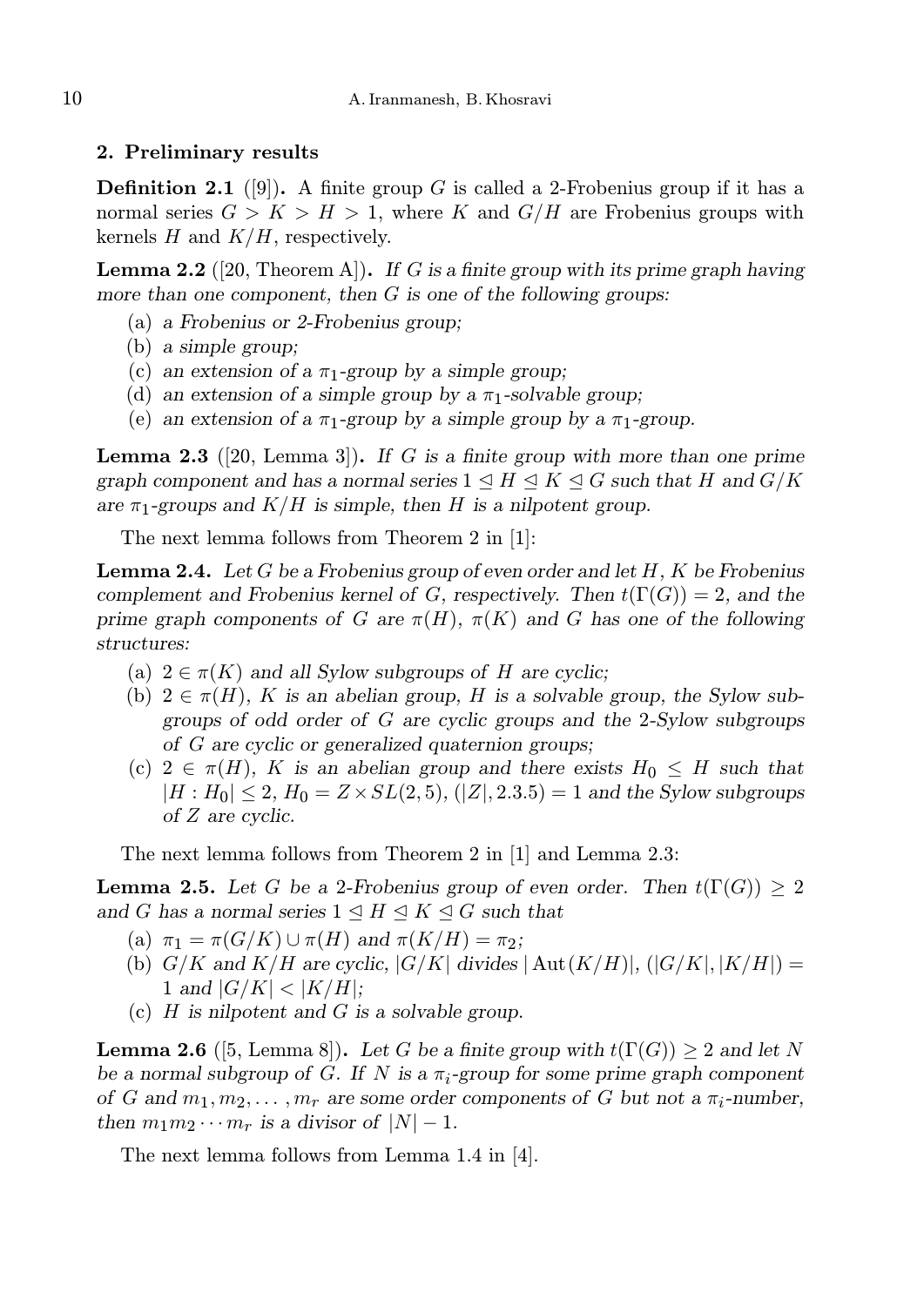## 2. Preliminary results

**Definition 2.1** ([9]). A finite group $G$ is called a 2-Frobenius group if it has a normal series $G > K > H > 1$, where $K$ and $G/H$ are Frobenius groups with kernels $H$ and $K/H$, respectively.

**Lemma 2.2** ([20, Theorem A]). *If $G$ is a finite group with its prime graph having more than one component, then $G$ is one of the following groups:*

(a) *a Frobenius or 2-Frobenius group;*

(b) *a simple group;*

(c) *an extension of a $\pi_1$-group by a simple group;*

(d) *an extension of a simple group by a $\pi_1$-solvable group;*

(e) *an extension of a $\pi_1$-group by a simple group by a $\pi_1$-group.*

**Lemma 2.3** ([20, Lemma 3]). *If $G$ is a finite group with more than one prime graph component and has a normal series $1 \trianglelefteq H \trianglelefteq K \trianglelefteq G$ such that $H$ and $G/K$ are $\pi_1$-groups and $K/H$ is simple, then $H$ is a nilpotent group.*

The next lemma follows from Theorem 2 in [1]:

**Lemma 2.4.** *Let $G$ be a Frobenius group of even order and let $H$, $K$ be Frobenius complement and Frobenius kernel of $G$, respectively. Then $t(\Gamma(G)) = 2$, and the prime graph components of $G$ are $\pi(H)$, $\pi(K)$ and $G$ has one of the following structures:*

(a) *$2 \in \pi(K)$ and all Sylow subgroups of $H$ are cyclic;*

(b) *$2 \in \pi(H)$, $K$ is an abelian group, $H$ is a solvable group, the Sylow subgroups of odd order of $G$ are cyclic groups and the 2-Sylow subgroups of $G$ are cyclic or generalized quaternion groups;*

(c) *$2 \in \pi(H)$, $K$ is an abelian group and there exists $H_0 \leq H$ such that $|H : H_0| \leq 2$, $H_0 = Z \times SL(2,5)$, $(|Z|, 2.3.5) = 1$ and the Sylow subgroups of $Z$ are cyclic.*

The next lemma follows from Theorem 2 in [1] and Lemma 2.3:

**Lemma 2.5.** *Let $G$ be a 2-Frobenius group of even order. Then $t(\Gamma(G)) \geq 2$ and $G$ has a normal series $1 \trianglelefteq H \trianglelefteq K \trianglelefteq G$ such that*

(a) *$\pi_1 = \pi(G/K) \cup \pi(H)$ and $\pi(K/H) = \pi_2$;*

(b) *$G/K$ and $K/H$ are cyclic, $|G/K|$ divides $|\operatorname{Aut}(K/H)|$, $(|G/K|, |K/H|) = 1$ and $|G/K| < |K/H|$;*

(c) *$H$ is nilpotent and $G$ is a solvable group.*

**Lemma 2.6** ([5, Lemma 8]). *Let $G$ be a finite group with $t(\Gamma(G)) \geq 2$ and let $N$ be a normal subgroup of $G$. If $N$ is a $\pi_i$-group for some prime graph component of $G$ and $m_1, m_2, \ldots, m_r$ are some order components of $G$ but not a $\pi_i$-number, then $m_1 m_2 \cdots m_r$ is a divisor of $|N| - 1$.*

The next lemma follows from Lemma 1.4 in [4].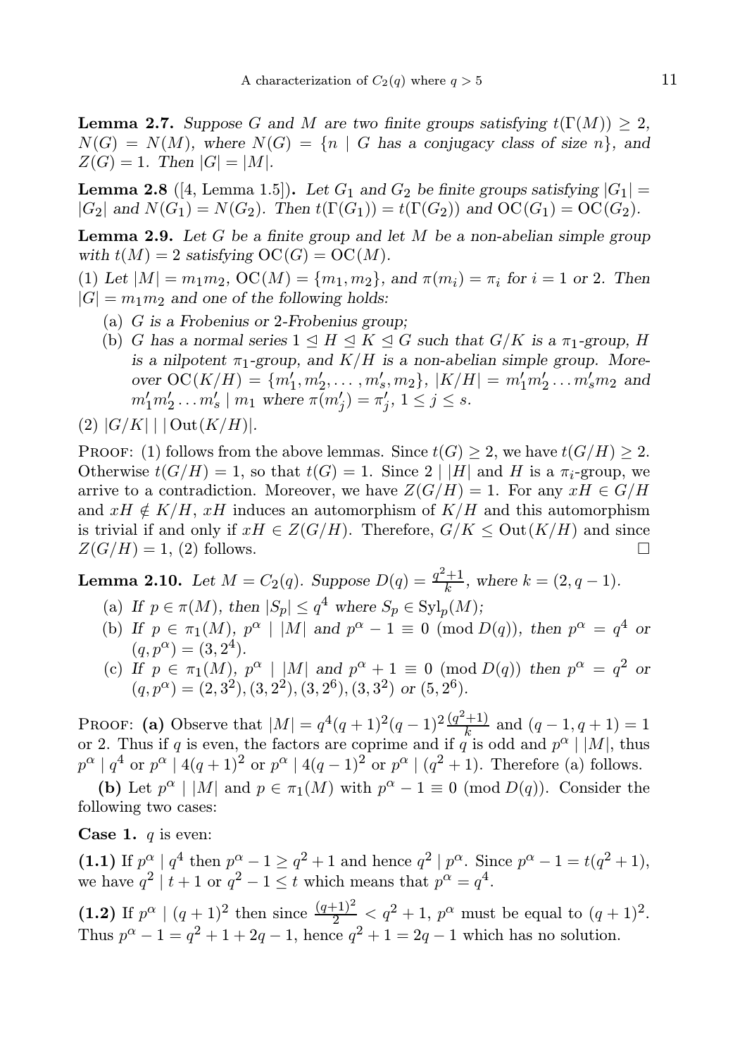**Lemma 2.7.** *Suppose $G$ and $M$ are two finite groups satisfying $t(\Gamma(M)) \geq 2$, $N(G) = N(M)$, where $N(G) = \{n \mid G \text{ has a conjugacy class of size } n\}$, and $Z(G) = 1$. Then $|G| = |M|$.*

**Lemma 2.8** ([4, Lemma 1.5])**.** *Let $G_1$ and $G_2$ be finite groups satisfying $|G_1| = |G_2|$ and $N(G_1) = N(G_2)$. Then $t(\Gamma(G_1)) = t(\Gamma(G_2))$ and $\mathrm{OC}(G_1) = \mathrm{OC}(G_2)$.*

**Lemma 2.9.** *Let $G$ be a finite group and let $M$ be a non-abelian simple group with $t(M) = 2$ satisfying $\mathrm{OC}(G) = \mathrm{OC}(M)$.*

*(1) Let $|M| = m_1 m_2$, $\mathrm{OC}(M) = \{m_1, m_2\}$, and $\pi(m_i) = \pi_i$ for $i = 1$ or $2$. Then $|G| = m_1 m_2$ and one of the following holds:*

- (a) *$G$ is a Frobenius or 2-Frobenius group;*
- (b) *$G$ has a normal series $1 \trianglelefteq H \trianglelefteq K \trianglelefteq G$ such that $G/K$ is a $\pi_1$-group, $H$ is a nilpotent $\pi_1$-group, and $K/H$ is a non-abelian simple group. Moreover $\mathrm{OC}(K/H) = \{m'_1, m'_2, \ldots, m'_s, m_2\}$, $|K/H| = m'_1 m'_2 \ldots m'_s m_2$ and $m'_1 m'_2 \ldots m'_s \mid m_1$ where $\pi(m'_j) = \pi'_j$, $1 \leq j \leq s$.*

*(2) $|G/K| \mid |\mathrm{Out}(K/H)|$.*

Proof: (1) follows from the above lemmas. Since $t(G) \geq 2$, we have $t(G/H) \geq 2$. Otherwise $t(G/H) = 1$, so that $t(G) = 1$. Since $2 \mid |H|$ and $H$ is a $\pi_i$-group, we arrive to a contradiction. Moreover, we have $Z(G/H) = 1$. For any $xH \in G/H$ and $xH \notin K/H$, $xH$ induces an automorphism of $K/H$ and this automorphism is trivial if and only if $xH \in Z(G/H)$. Therefore, $G/K \leq \mathrm{Out}(K/H)$ and since $Z(G/H) = 1$, (2) follows. $\square$

**Lemma 2.10.** *Let $M = C_2(q)$. Suppose $D(q) = \frac{q^2+1}{k}$, where $k = (2, q-1)$.*

- (a) *If $p \in \pi(M)$, then $|S_p| \leq q^4$ where $S_p \in \mathrm{Syl}_p(M)$;*
- (b) *If $p \in \pi_1(M)$, $p^\alpha \mid |M|$ and $p^\alpha - 1 \equiv 0 \pmod{D(q)}$, then $p^\alpha = q^4$ or $(q, p^\alpha) = (3, 2^4)$.*
- (c) *If $p \in \pi_1(M)$, $p^\alpha \mid |M|$ and $p^\alpha + 1 \equiv 0 \pmod{D(q)}$ then $p^\alpha = q^2$ or $(q, p^\alpha) = (2, 3^2), (3, 2^2), (3, 2^6), (3, 3^2)$ or $(5, 2^6)$.*

Proof: **(a)** Observe that $|M| = q^4(q+1)^2(q-1)^2\frac{(q^2+1)}{k}$ and $(q-1, q+1) = 1$ or $2$. Thus if $q$ is even, the factors are coprime and if $q$ is odd and $p^\alpha \mid |M|$, thus $p^\alpha \mid q^4$ or $p^\alpha \mid 4(q+1)^2$ or $p^\alpha \mid 4(q-1)^2$ or $p^\alpha \mid (q^2+1)$. Therefore (a) follows.

**(b)** Let $p^\alpha \mid |M|$ and $p \in \pi_1(M)$ with $p^\alpha - 1 \equiv 0 \pmod{D(q)}$. Consider the following two cases:

**Case 1.** $q$ is even:

**(1.1)** If $p^\alpha \mid q^4$ then $p^\alpha - 1 \geq q^2 + 1$ and hence $q^2 \mid p^\alpha$. Since $p^\alpha - 1 = t(q^2+1)$, we have $q^2 \mid t + 1$ or $q^2 - 1 \leq t$ which means that $p^\alpha = q^4$.

**(1.2)** If $p^\alpha \mid (q+1)^2$ then since $\frac{(q+1)^2}{2} < q^2 + 1$, $p^\alpha$ must be equal to $(q+1)^2$. Thus $p^\alpha - 1 = q^2 + 1 + 2q - 1$, hence $q^2 + 1 = 2q - 1$ which has no solution.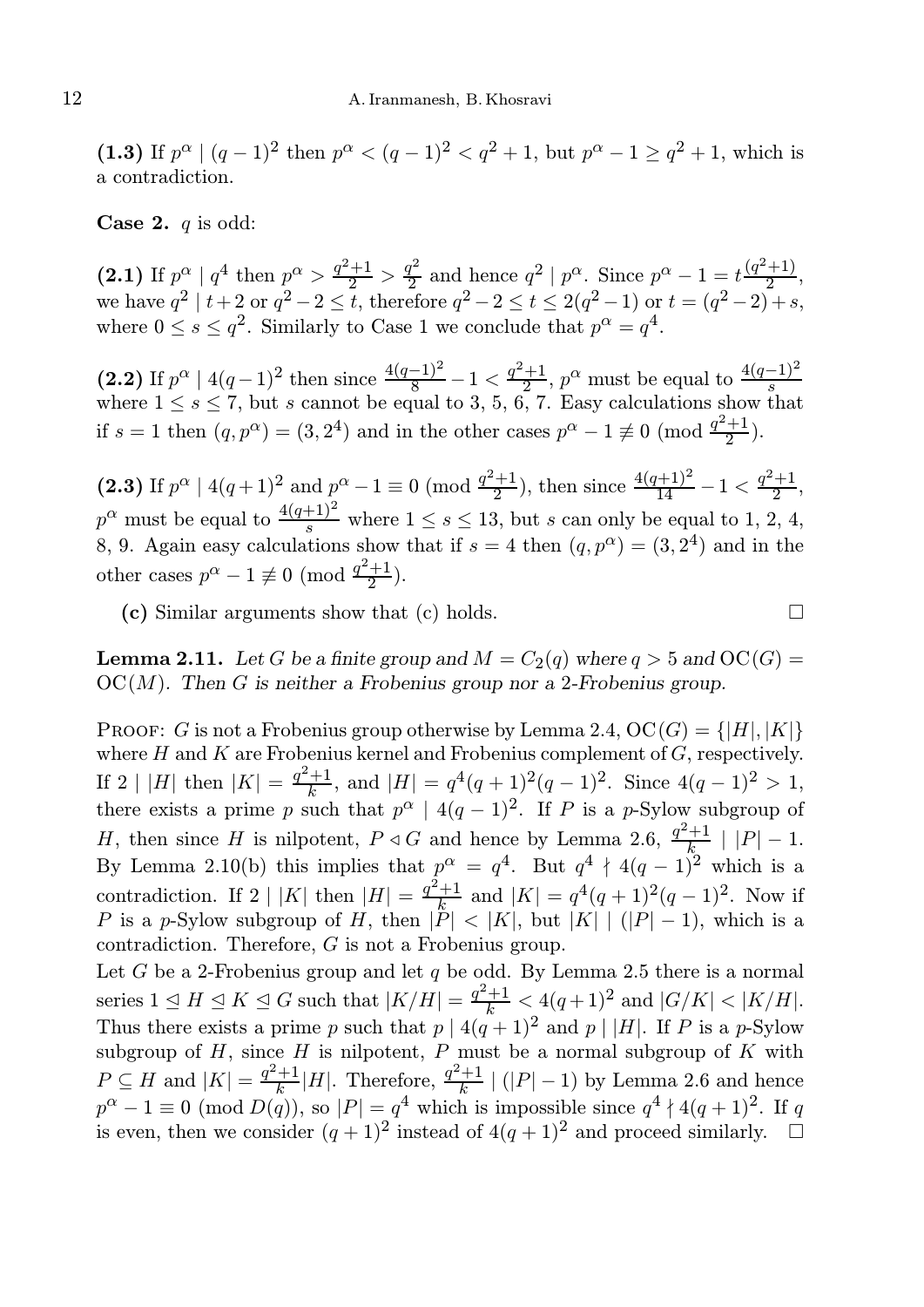**(1.3)** If $p^\alpha \mid (q-1)^2$ then $p^\alpha < (q-1)^2 < q^2+1$, but $p^\alpha - 1 \geq q^2+1$, which is a contradiction.

**Case 2.** $q$ is odd:

**(2.1)** If $p^\alpha \mid q^4$ then $p^\alpha > \frac{q^2+1}{2} > \frac{q^2}{2}$ and hence $q^2 \mid p^\alpha$. Since $p^\alpha - 1 = t\frac{(q^2+1)}{2}$, we have $q^2 \mid t+2$ or $q^2 - 2 \leq t$, therefore $q^2-2 \leq t \leq 2(q^2-1)$ or $t = (q^2-2)+s$, where $0 \leq s \leq q^2$. Similarly to Case 1 we conclude that $p^\alpha = q^4$.

**(2.2)** If $p^\alpha \mid 4(q-1)^2$ then since $\frac{4(q-1)^2}{8} - 1 < \frac{q^2+1}{2}$, $p^\alpha$ must be equal to $\frac{4(q-1)^2}{s}$ where $1 \leq s \leq 7$, but $s$ cannot be equal to 3, 5, 6, 7. Easy calculations show that if $s=1$ then $(q, p^\alpha) = (3, 2^4)$ and in the other cases $p^\alpha - 1 \not\equiv 0 \pmod{\frac{q^2+1}{2}}$.

**(2.3)** If $p^\alpha \mid 4(q+1)^2$ and $p^\alpha - 1 \equiv 0 \pmod{\frac{q^2+1}{2}}$, then since $\frac{4(q+1)^2}{14} - 1 < \frac{q^2+1}{2}$, $p^\alpha$ must be equal to $\frac{4(q+1)^2}{s}$ where $1 \leq s \leq 13$, but $s$ can only be equal to 1, 2, 4, 8, 9. Again easy calculations show that if $s=4$ then $(q, p^\alpha) = (3, 2^4)$ and in the other cases $p^\alpha - 1 \not\equiv 0 \pmod{\frac{q^2+1}{2}}$.

**(c)** Similar arguments show that (c) holds. □

**Lemma 2.11.** *Let $G$ be a finite group and $M = C_2(q)$ where $q > 5$ and $\mathrm{OC}(G) = \mathrm{OC}(M)$. Then $G$ is neither a Frobenius group nor a 2-Frobenius group.*

Proof: $G$ is not a Frobenius group otherwise by Lemma 2.4, $\mathrm{OC}(G) = \{|H|, |K|\}$ where $H$ and $K$ are Frobenius kernel and Frobenius complement of $G$, respectively. If $2 \mid |H|$ then $|K| = \frac{q^2+1}{k}$, and $|H| = q^4(q+1)^2(q-1)^2$. Since $4(q-1)^2 > 1$, there exists a prime $p$ such that $p^\alpha \mid 4(q-1)^2$. If $P$ is a $p$-Sylow subgroup of $H$, then since $H$ is nilpotent, $P \lhd G$ and hence by Lemma 2.6, $\frac{q^2+1}{k} \mid |P| - 1$. By Lemma 2.10(b) this implies that $p^\alpha = q^4$. But $q^4 \nmid 4(q-1)^2$ which is a contradiction. If $2 \mid |K|$ then $|H| = \frac{q^2+1}{k}$ and $|K| = q^4(q+1)^2(q-1)^2$. Now if $P$ is a $p$-Sylow subgroup of $H$, then $|P| < |K|$, but $|K| \mid (|P|-1)$, which is a contradiction. Therefore, $G$ is not a Frobenius group.

Let $G$ be a 2-Frobenius group and let $q$ be odd. By Lemma 2.5 there is a normal series $1 \trianglelefteq H \trianglelefteq K \trianglelefteq G$ such that $|K/H| = \frac{q^2+1}{k} < 4(q+1)^2$ and $|G/K| < |K/H|$. Thus there exists a prime $p$ such that $p \mid 4(q+1)^2$ and $p \mid |H|$. If $P$ is a $p$-Sylow subgroup of $H$, since $H$ is nilpotent, $P$ must be a normal subgroup of $K$ with $P \subseteq H$ and $|K| = \frac{q^2+1}{k}|H|$. Therefore, $\frac{q^2+1}{k} \mid (|P|-1)$ by Lemma 2.6 and hence $p^\alpha - 1 \equiv 0 \pmod{D(q)}$, so $|P| = q^4$ which is impossible since $q^4 \nmid 4(q+1)^2$. If $q$ is even, then we consider $(q+1)^2$ instead of $4(q+1)^2$ and proceed similarly. □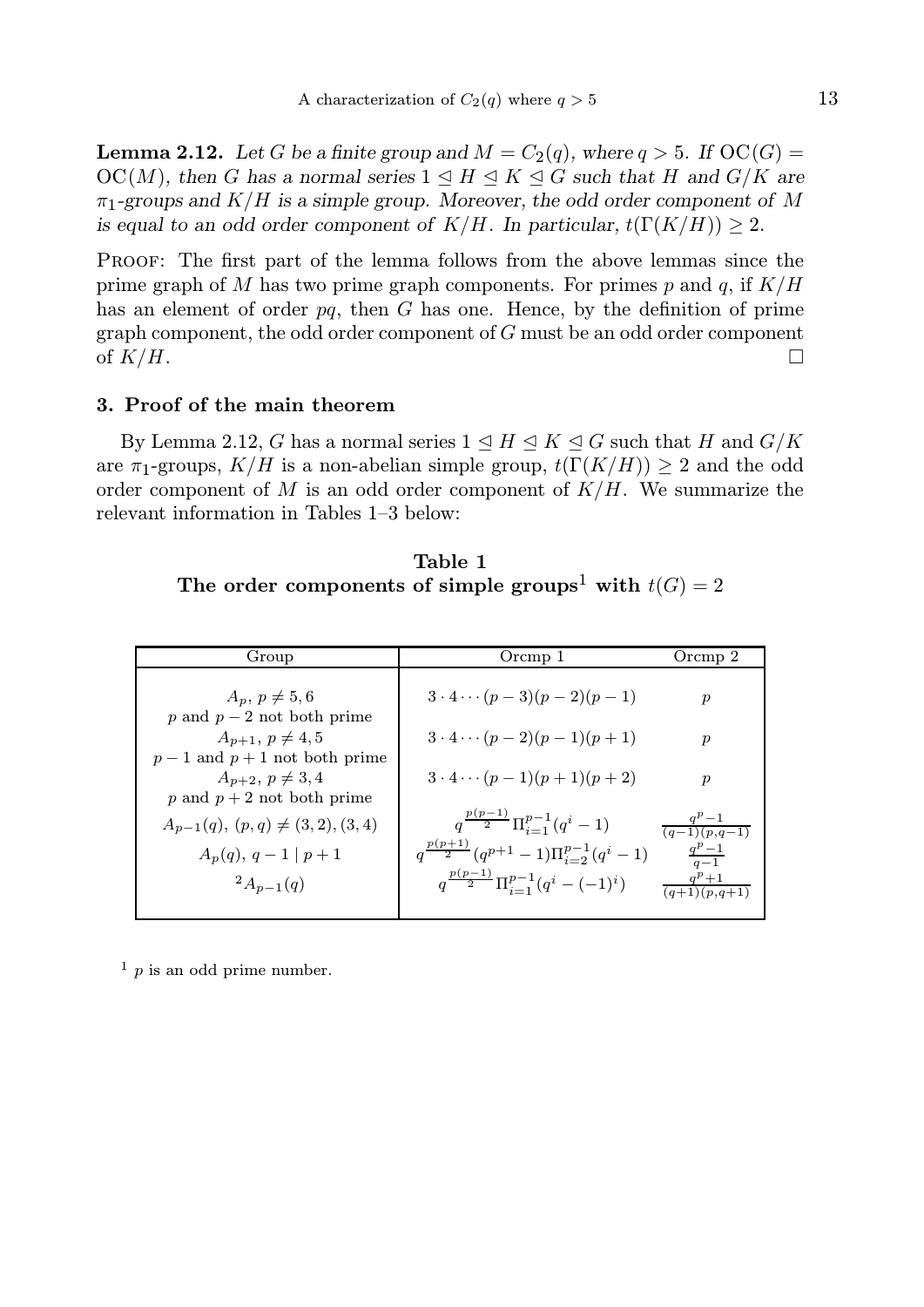**Lemma 2.12.** *Let $G$ be a finite group and $M = C_2(q)$, where $q > 5$. If $\mathrm{OC}(G) = \mathrm{OC}(M)$, then $G$ has a normal series $1 \trianglelefteq H \trianglelefteq K \trianglelefteq G$ such that $H$ and $G/K$ are $\pi_1$-groups and $K/H$ is a simple group. Moreover, the odd order component of $M$ is equal to an odd order component of $K/H$. In particular, $t(\Gamma(K/H)) \geq 2$.*

Proof: The first part of the lemma follows from the above lemmas since the prime graph of $M$ has two prime graph components. For primes $p$ and $q$, if $K/H$ has an element of order $pq$, then $G$ has one. Hence, by the definition of prime graph component, the odd order component of $G$ must be an odd order component of $K/H$. $\square$

## 3. Proof of the main theorem

By Lemma 2.12, $G$ has a normal series $1 \trianglelefteq H \trianglelefteq K \trianglelefteq G$ such that $H$ and $G/K$ are $\pi_1$-groups, $K/H$ is a non-abelian simple group, $t(\Gamma(K/H)) \geq 2$ and the odd order component of $M$ is an odd order component of $K/H$. We summarize the relevant information in Tables 1–3 below:

**Table 1**
**The order components of simple groups[1] with $t(G) = 2$**

| Group | Orcmp 1 | Orcmp 2 |
|---|---|---|
| $A_p$, $p \neq 5, 6$ <br> $p$ and $p-2$ not both prime | $3 \cdot 4 \cdots (p-3)(p-2)(p-1)$ | $p$ |
| $A_{p+1}$, $p \neq 4, 5$ <br> $p-1$ and $p+1$ not both prime | $3 \cdot 4 \cdots (p-2)(p-1)(p+1)$ | $p$ |
| $A_{p+2}$, $p \neq 3, 4$ <br> $p$ and $p+2$ not both prime | $3 \cdot 4 \cdots (p-1)(p+1)(p+2)$ | $p$ |
| $A_{p-1}(q)$, $(p,q) \neq (3,2), (3,4)$ | $q^{\frac{p(p-1)}{2}} \Pi_{i=1}^{p-1}(q^i - 1)$ | $\frac{q^p - 1}{(q-1)(p,q-1)}$ |
| $A_p(q)$, $q - 1 \mid p + 1$ | $q^{\frac{p(p+1)}{2}}(q^{p+1} - 1)\Pi_{i=2}^{p-1}(q^i - 1)$ | $\frac{q^p - 1}{q-1}$ |
| ${}^2A_{p-1}(q)$ | $q^{\frac{p(p-1)}{2}} \Pi_{i=1}^{p-1}(q^i - (-1)^i)$ | $\frac{q^p + 1}{(q+1)(p,q+1)}$ |

[1] $p$ is an odd prime number.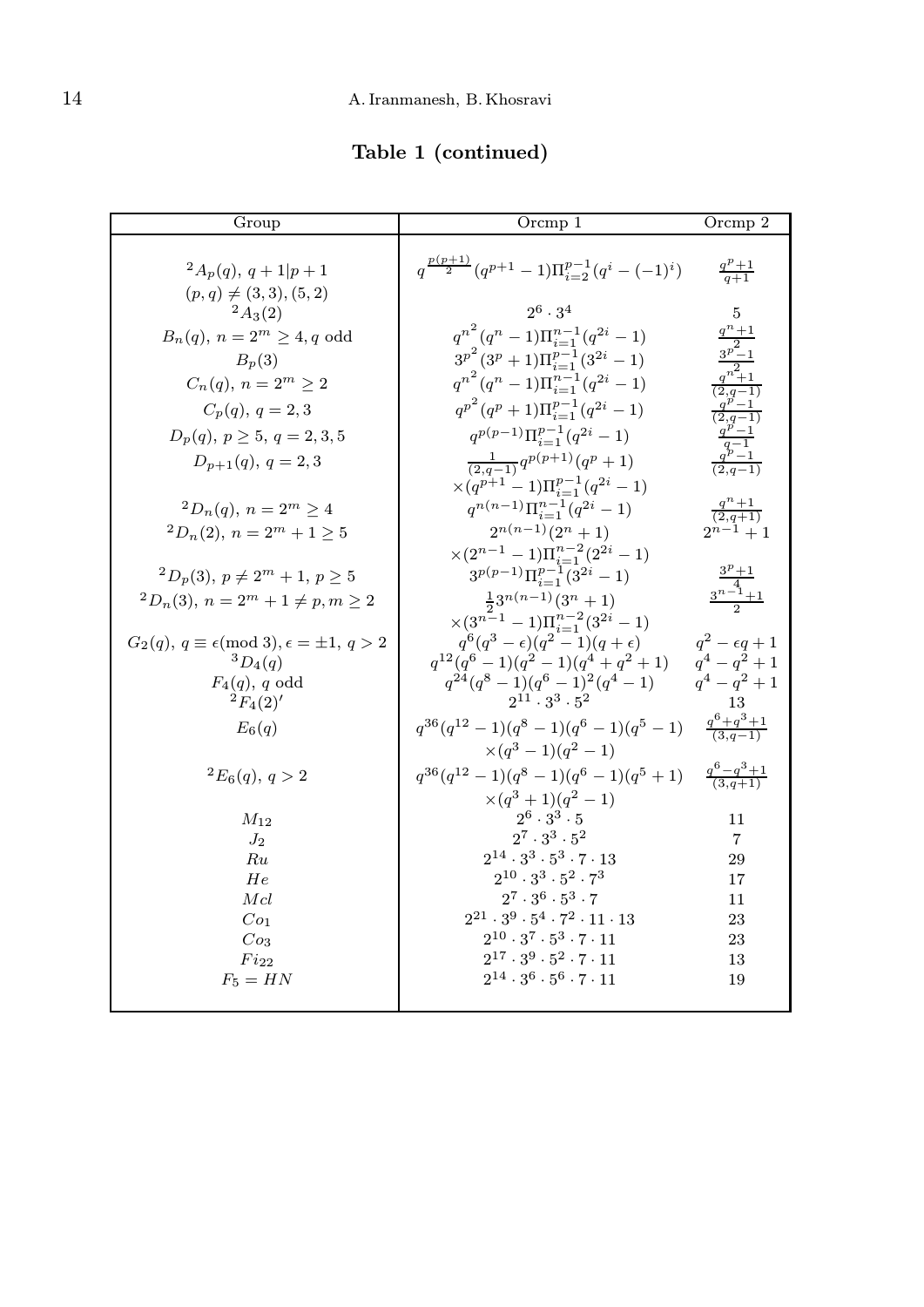**Table 1 (continued)**

| Group | Orcmp 1 | Orcmp 2 |
|---|---|---|
| ${}^2A_p(q)$, $q+1 \mid p+1$ $(p,q) \neq (3,3),(5,2)$ | $q^{\frac{p(p+1)}{2}}(q^{p+1}-1)\Pi_{i=2}^{p-1}(q^i-(-1)^i)$ | $\frac{q^p+1}{q+1}$ |
| ${}^2A_3(2)$ | $2^6 \cdot 3^4$ | $5$ |
| $B_n(q)$, $n=2^m \geq 4, q$ odd | $q^{n^2}(q^n-1)\Pi_{i=1}^{n-1}(q^{2i}-1)$ | $\frac{q^n+1}{2}$ |
| $B_p(3)$ | $3^{p^2}(3^p+1)\Pi_{i=1}^{p-1}(3^{2i}-1)$ | $\frac{3^p-1}{2}$ |
| $C_n(q)$, $n=2^m \geq 2$ | $q^{n^2}(q^n-1)\Pi_{i=1}^{n-1}(q^{2i}-1)$ | $\frac{q^n+1}{(2,q-1)}$ |
| $C_p(q)$, $q=2,3$ | $q^{p^2}(q^p+1)\Pi_{i=1}^{p-1}(q^{2i}-1)$ | $\frac{q^p-1}{(2,q-1)}$ |
| $D_p(q)$, $p \geq 5$, $q=2,3,5$ | $q^{p(p-1)}\Pi_{i=1}^{p-1}(q^{2i}-1)$ | $\frac{q^p-1}{q-1}$ |
| $D_{p+1}(q)$, $q=2,3$ | $\frac{1}{(2,q-1)}q^{p(p+1)}(q^p+1)$ $\times(q^{p+1}-1)\Pi_{i=1}^{p-1}(q^{2i}-1)$ | $\frac{q^p-1}{(2,q-1)}$ |
| ${}^2D_n(q)$, $n=2^m \geq 4$ | $q^{n(n-1)}\Pi_{i=1}^{n-1}(q^{2i}-1)$ | $\frac{q^n+1}{(2,q+1)}$ |
| ${}^2D_n(2)$, $n=2^m+1 \geq 5$ | $2^{n(n-1)}(2^n+1)$ $\times(2^{n-1}-1)\Pi_{i=1}^{n-2}(2^{2i}-1)$ | $2^{n-1}+1$ |
| ${}^2D_p(3)$, $p \neq 2^m+1$, $p \geq 5$ | $3^{p(p-1)}\Pi_{i=1}^{p-1}(3^{2i}-1)$ | $\frac{3^p+1}{4}$ |
| ${}^2D_n(3)$, $n=2^m+1 \neq p, m \geq 2$ | $\frac{1}{2}3^{n(n-1)}(3^n+1)$ $\times(3^{n-1}-1)\Pi_{i=1}^{n-2}(3^{2i}-1)$ | $\frac{3^{n-1}+1}{2}$ |
| $G_2(q)$, $q \equiv \epsilon (\bmod 3), \epsilon = \pm 1$, $q>2$ | $q^6(q^3-\epsilon)(q^2-1)(q+\epsilon)$ | $q^2-\epsilon q+1$ |
| ${}^3D_4(q)$ | $q^{12}(q^6-1)(q^2-1)(q^4+q^2+1)$ | $q^4-q^2+1$ |
| $F_4(q)$, $q$ odd | $q^{24}(q^8-1)(q^6-1)^2(q^4-1)$ | $q^4-q^2+1$ |
| ${}^2F_4(2)'$ | $2^{11} \cdot 3^3 \cdot 5^2$ | $13$ |
| $E_6(q)$ | $q^{36}(q^{12}-1)(q^8-1)(q^6-1)(q^5-1)$ $\times(q^3-1)(q^2-1)$ | $\frac{q^6+q^3+1}{(3,q-1)}$ |
| ${}^2E_6(q)$, $q>2$ | $q^{36}(q^{12}-1)(q^8-1)(q^6-1)(q^5+1)$ $\times(q^3+1)(q^2-1)$ | $\frac{q^6-q^3+1}{(3,q+1)}$ |
| $M_{12}$ | $2^6 \cdot 3^3 \cdot 5$ | $11$ |
| $J_2$ | $2^7 \cdot 3^3 \cdot 5^2$ | $7$ |
| $Ru$ | $2^{14} \cdot 3^3 \cdot 5^3 \cdot 7 \cdot 13$ | $29$ |
| $He$ | $2^{10} \cdot 3^3 \cdot 5^2 \cdot 7^3$ | $17$ |
| $Mcl$ | $2^7 \cdot 3^6 \cdot 5^3 \cdot 7$ | $11$ |
| $Co_1$ | $2^{21} \cdot 3^9 \cdot 5^4 \cdot 7^2 \cdot 11 \cdot 13$ | $23$ |
| $Co_3$ | $2^{10} \cdot 3^7 \cdot 5^3 \cdot 7 \cdot 11$ | $23$ |
| $Fi_{22}$ | $2^{17} \cdot 3^9 \cdot 5^2 \cdot 7 \cdot 11$ | $13$ |
| $F_5 = HN$ | $2^{14} \cdot 3^6 \cdot 5^6 \cdot 7 \cdot 11$ | $19$ |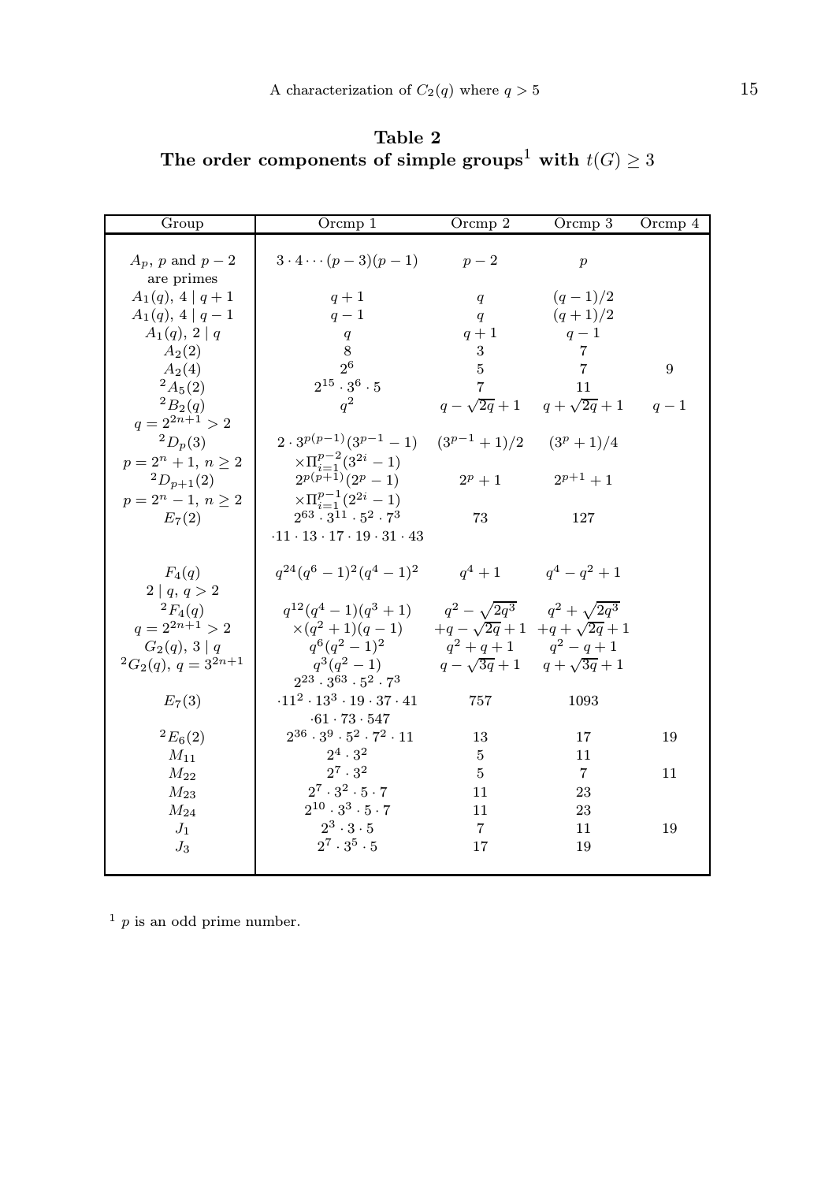**Table 2**
**The order components of simple groups[1] with $t(G) \geq 3$**

| Group | Orcmp 1 | Orcmp 2 | Orcmp 3 | Orcmp 4 |
|---|---|---|---|---|
| $A_p$, $p$ and $p-2$ are primes | $3 \cdot 4 \cdots (p-3)(p-1)$ | $p-2$ | $p$ | |
| $A_1(q)$, $4 \mid q+1$ | $q+1$ | $q$ | $(q-1)/2$ | |
| $A_1(q)$, $4 \mid q-1$ | $q-1$ | $q$ | $(q+1)/2$ | |
| $A_1(q)$, $2 \mid q$ | $q$ | $q+1$ | $q-1$ | |
| $A_2(2)$ | $8$ | $3$ | $7$ | |
| $A_2(4)$ | $2^6$ | $5$ | $7$ | $9$ |
| $^2A_5(2)$ | $2^{15} \cdot 3^6 \cdot 5$ | $7$ | $11$ | |
| $^2B_2(q)$ $q = 2^{2n+1} > 2$ | $q^2$ | $q - \sqrt{2q} + 1$ | $q + \sqrt{2q} + 1$ | $q-1$ |
| $^2D_p(3)$ $p = 2^n + 1$, $n \geq 2$ | $2 \cdot 3^{p(p-1)}(3^{p-1}-1) \times \Pi_{i=1}^{p-2}(3^{2i}-1)$ | $(3^{p-1}+1)/2$ | $(3^p+1)/4$ | |
| $^2D_{p+1}(2)$ $p = 2^n - 1$, $n \geq 2$ | $2^{p(p+1)}(2^p-1) \times \Pi_{i=1}^{p-1}(2^{2i}-1)$ | $2^p+1$ | $2^{p+1}+1$ | |
| $E_7(2)$ | $2^{63} \cdot 3^{11} \cdot 5^2 \cdot 7^3 \cdot 11 \cdot 13 \cdot 17 \cdot 19 \cdot 31 \cdot 43$ | $73$ | $127$ | |
| $F_4(q)$ $2 \mid q$, $q > 2$ | $q^{24}(q^6-1)^2(q^4-1)^2$ | $q^4+1$ | $q^4-q^2+1$ | |
| $^2F_4(q)$ $q = 2^{2n+1} > 2$ | $q^{12}(q^4-1)(q^3+1) \times (q^2+1)(q-1)$ | $q^2 - \sqrt{2q^3} + q - \sqrt{2q} + 1$ | $q^2 + \sqrt{2q^3} + q + \sqrt{2q} + 1$ | |
| $G_2(q)$, $3 \mid q$ | $q^6(q^2-1)^2$ | $q^2+q+1$ | $q^2-q+1$ | |
| $^2G_2(q)$, $q = 3^{2n+1}$ | $q^3(q^2-1)$ | $q - \sqrt{3q} + 1$ | $q + \sqrt{3q} + 1$ | |
| $E_7(3)$ | $2^{23} \cdot 3^{63} \cdot 5^2 \cdot 7^3 \cdot 11^2 \cdot 13^3 \cdot 19 \cdot 37 \cdot 41 \cdot 61 \cdot 73 \cdot 547$ | $757$ | $1093$ | |
| $^2E_6(2)$ | $2^{36} \cdot 3^9 \cdot 5^2 \cdot 7^2 \cdot 11$ | $13$ | $17$ | $19$ |
| $M_{11}$ | $2^4 \cdot 3^2$ | $5$ | $11$ | |
| $M_{22}$ | $2^7 \cdot 3^2$ | $5$ | $7$ | $11$ |
| $M_{23}$ | $2^7 \cdot 3^2 \cdot 5 \cdot 7$ | $11$ | $23$ | |
| $M_{24}$ | $2^{10} \cdot 3^3 \cdot 5 \cdot 7$ | $11$ | $23$ | |
| $J_1$ | $2^3 \cdot 3 \cdot 5$ | $7$ | $11$ | $19$ |
| $J_3$ | $2^7 \cdot 3^5 \cdot 5$ | $17$ | $19$ | |

[1] $p$ is an odd prime number.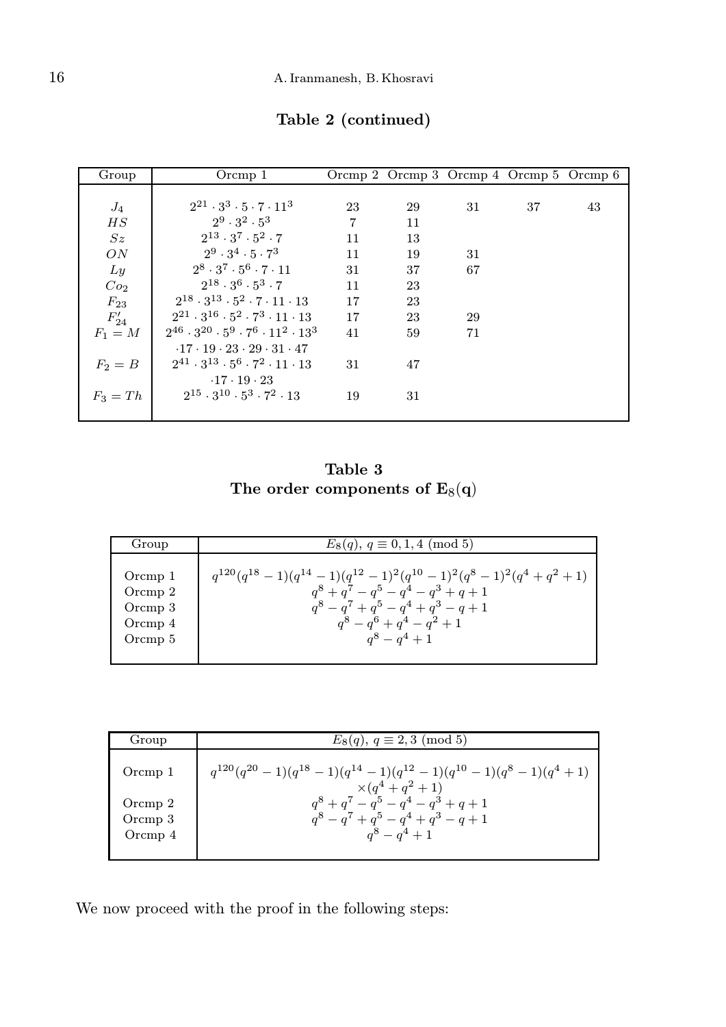**Table 2 (continued)**

| Group | Orcmp 1 | Orcmp 2 | Orcmp 3 | Orcmp 4 | Orcmp 5 | Orcmp 6 |
|---|---|---|---|---|---|---|
| $J_4$ | $2^{21} \cdot 3^3 \cdot 5 \cdot 7 \cdot 11^3$ | 23 | 29 | 31 | 37 | 43 |
| $HS$ | $2^9 \cdot 3^2 \cdot 5^3$ | 7 | 11 | | | |
| $Sz$ | $2^{13} \cdot 3^7 \cdot 5^2 \cdot 7$ | 11 | 13 | | | |
| $ON$ | $2^9 \cdot 3^4 \cdot 5 \cdot 7^3$ | 11 | 19 | 31 | | |
| $Ly$ | $2^8 \cdot 3^7 \cdot 5^6 \cdot 7 \cdot 11$ | 31 | 37 | 67 | | |
| $Co_2$ | $2^{18} \cdot 3^6 \cdot 5^3 \cdot 7$ | 11 | 23 | | | |
| $F_{23}$ | $2^{18} \cdot 3^{13} \cdot 5^2 \cdot 7 \cdot 11 \cdot 13$ | 17 | 23 | | | |
| $F'_{24}$ | $2^{21} \cdot 3^{16} \cdot 5^2 \cdot 7^3 \cdot 11 \cdot 13$ | 17 | 23 | 29 | | |
| $F_1 = M$ | $2^{46} \cdot 3^{20} \cdot 5^9 \cdot 7^6 \cdot 11^2 \cdot 13^3$ $\cdot 17 \cdot 19 \cdot 23 \cdot 29 \cdot 31 \cdot 47$ | 41 | 59 | 71 | | |
| $F_2 = B$ | $2^{41} \cdot 3^{13} \cdot 5^6 \cdot 7^2 \cdot 11 \cdot 13$ $\cdot 17 \cdot 19 \cdot 23$ | 31 | 47 | | | |
| $F_3 = Th$ | $2^{15} \cdot 3^{10} \cdot 5^3 \cdot 7^2 \cdot 13$ | 19 | 31 | | | |

**Table 3**
**The order components of $\mathbf{E}_8(\mathbf{q})$**

| Group | $E_8(q)$, $q \equiv 0, 1, 4 \pmod 5$ |
|---|---|
| Orcmp 1 | $q^{120}(q^{18}-1)(q^{14}-1)(q^{12}-1)^2(q^{10}-1)^2(q^8-1)^2(q^4+q^2+1)$ |
| Orcmp 2 | $q^8+q^7-q^5-q^4-q^3+q+1$ |
| Orcmp 3 | $q^8-q^7+q^5-q^4+q^3-q+1$ |
| Orcmp 4 | $q^8-q^6+q^4-q^2+1$ |
| Orcmp 5 | $q^8-q^4+1$ |

| Group | $E_8(q)$, $q \equiv 2, 3 \pmod 5$ |
|---|---|
| Orcmp 1 | $q^{120}(q^{20}-1)(q^{18}-1)(q^{14}-1)(q^{12}-1)(q^{10}-1)(q^8-1)(q^4+1)$ $\times(q^4+q^2+1)$ |
| Orcmp 2 | $q^8+q^7-q^5-q^4-q^3+q+1$ |
| Orcmp 3 | $q^8-q^7+q^5-q^4+q^3-q+1$ |
| Orcmp 4 | $q^8-q^4+1$ |

We now proceed with the proof in the following steps: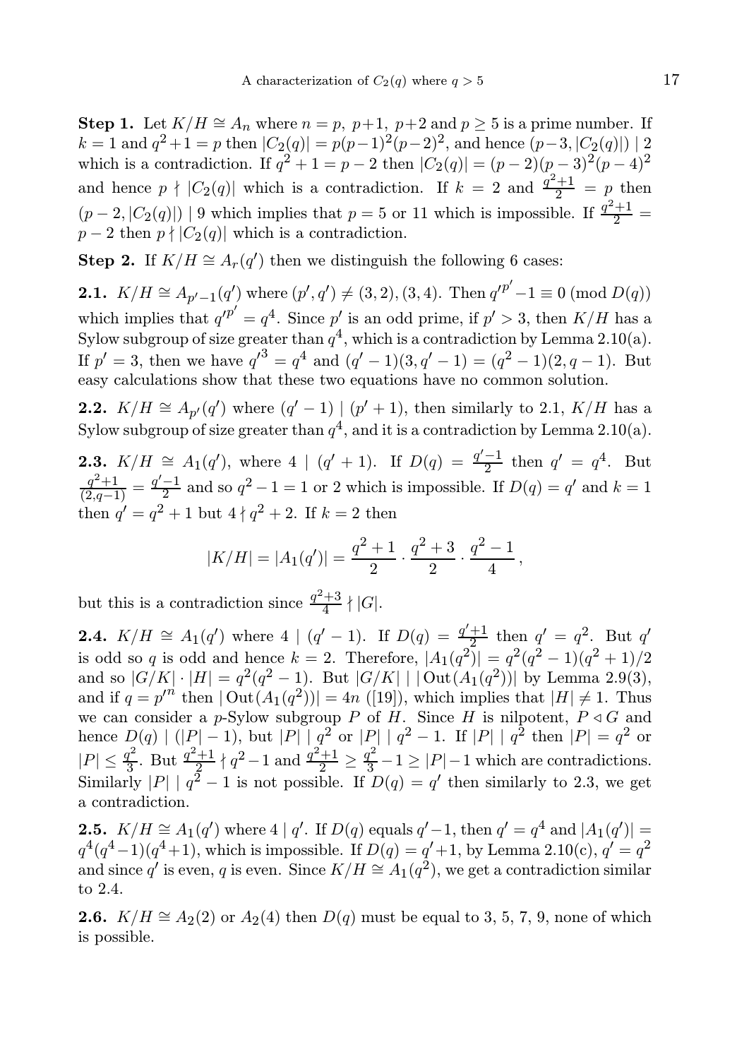**Step 1.** Let $K/H \cong A_n$ where $n = p,\ p+1,\ p+2$ and $p \geq 5$ is a prime number. If $k = 1$ and $q^2+1 = p$ then $|C_2(q)| = p(p-1)^2(p-2)^2$, and hence $(p-3, |C_2(q)|) \mid 2$ which is a contradiction. If $q^2+1 = p-2$ then $|C_2(q)| = (p-2)(p-3)^2(p-4)^2$ and hence $p \nmid |C_2(q)|$ which is a contradiction. If $k = 2$ and $\frac{q^2+1}{2} = p$ then $(p-2, |C_2(q)|) \mid 9$ which implies that $p = 5$ or $11$ which is impossible. If $\frac{q^2+1}{2} = p-2$ then $p \nmid |C_2(q)|$ which is a contradiction.

**Step 2.** If $K/H \cong A_r(q')$ then we distinguish the following 6 cases:

**2.1.** $K/H \cong A_{p'-1}(q')$ where $(p', q') \neq (3, 2), (3, 4)$. Then $q'^{p'} - 1 \equiv 0 \pmod{D(q)}$ which implies that $q'^{p'} = q^4$. Since $p'$ is an odd prime, if $p' > 3$, then $K/H$ has a Sylow subgroup of size greater than $q^4$, which is a contradiction by Lemma 2.10(a). If $p' = 3$, then we have $q'^3 = q^4$ and $(q'-1)(3, q'-1) = (q^2-1)(2, q-1)$. But easy calculations show that these two equations have no common solution.

**2.2.** $K/H \cong A_{p'}(q')$ where $(q'-1) \mid (p'+1)$, then similarly to 2.1, $K/H$ has a Sylow subgroup of size greater than $q^4$, and it is a contradiction by Lemma 2.10(a).

**2.3.** $K/H \cong A_1(q')$, where $4 \mid (q'+1)$. If $D(q) = \frac{q'-1}{2}$ then $q' = q^4$. But $\frac{q^2+1}{(2,q-1)} = \frac{q'-1}{2}$ and so $q^2 - 1 = 1$ or $2$ which is impossible. If $D(q) = q'$ and $k = 1$ then $q' = q^2+1$ but $4 \nmid q^2+2$. If $k = 2$ then

$$|K/H| = |A_1(q')| = \frac{q^2+1}{2} \cdot \frac{q^2+3}{2} \cdot \frac{q^2-1}{4},$$

but this is a contradiction since $\frac{q^2+3}{4} \nmid |G|$.

**2.4.** $K/H \cong A_1(q')$ where $4 \mid (q'-1)$. If $D(q) = \frac{q'+1}{2}$ then $q' = q^2$. But $q'$ is odd so $q$ is odd and hence $k = 2$. Therefore, $|A_1(q^2)| = q^2(q^2-1)(q^2+1)/2$ and so $|G/K| \cdot |H| = q^2(q^2-1)$. But $|G/K| \mid |\operatorname{Out}(A_1(q^2))|$ by Lemma 2.9(3), and if $q = p'^n$ then $|\operatorname{Out}(A_1(q^2))| = 4n$ ([19]), which implies that $|H| \neq 1$. Thus we can consider a $p$-Sylow subgroup $P$ of $H$. Since $H$ is nilpotent, $P \lhd G$ and hence $D(q) \mid (|P|-1)$, but $|P| \mid q^2$ or $|P| \mid q^2-1$. If $|P| \mid q^2$ then $|P| = q^2$ or $|P| \leq \frac{q^2}{3}$. But $\frac{q^2+1}{2} \nmid q^2-1$ and $\frac{q^2+1}{2} \geq \frac{q^2}{3} - 1 \geq |P|-1$ which are contradictions. Similarly $|P| \mid q^2-1$ is not possible. If $D(q) = q'$ then similarly to 2.3, we get a contradiction.

**2.5.** $K/H \cong A_1(q')$ where $4 \mid q'$. If $D(q)$ equals $q'-1$, then $q' = q^4$ and $|A_1(q')| = q^4(q^4-1)(q^4+1)$, which is impossible. If $D(q) = q'+1$, by Lemma 2.10(c), $q' = q^2$ and since $q'$ is even, $q$ is even. Since $K/H \cong A_1(q^2)$, we get a contradiction similar to 2.4.

**2.6.** $K/H \cong A_2(2)$ or $A_2(4)$ then $D(q)$ must be equal to 3, 5, 7, 9, none of which is possible.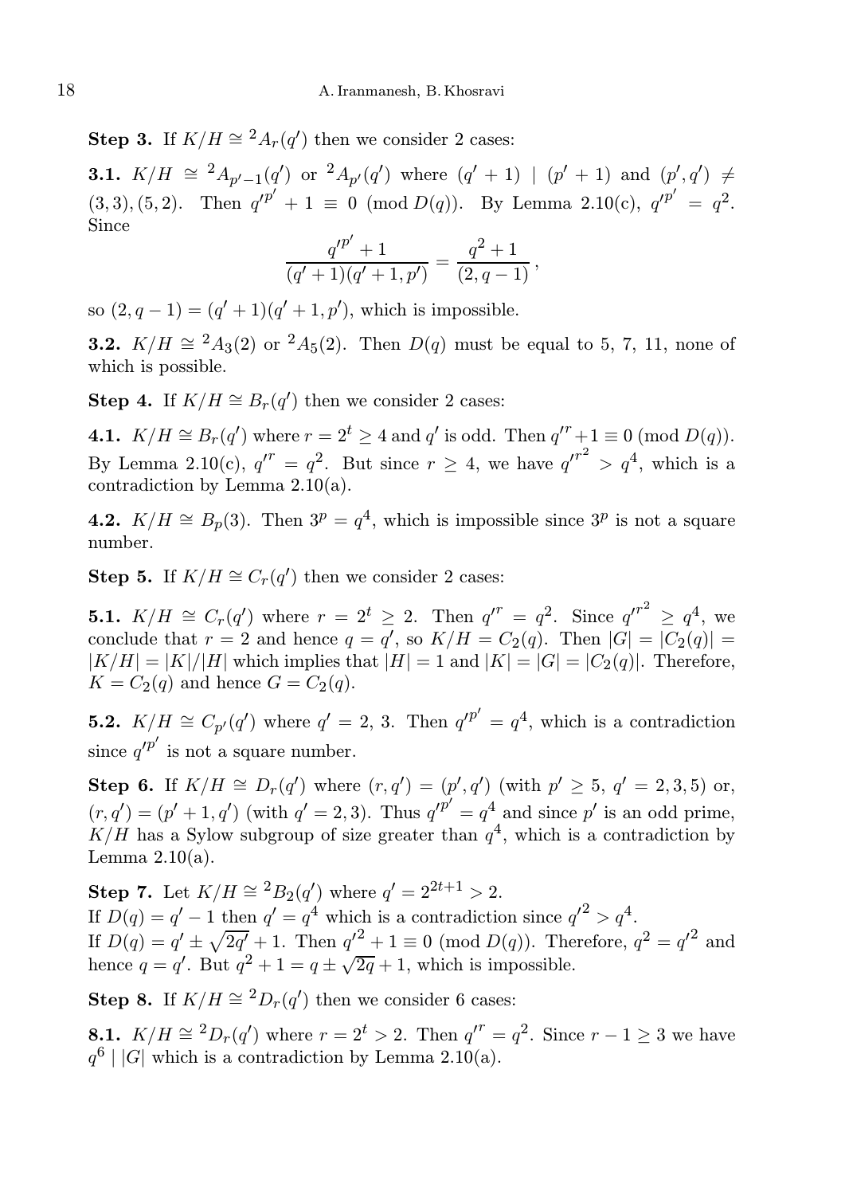**Step 3.** If $K/H \cong {}^2A_r(q')$ then we consider 2 cases:

**3.1.** $K/H \cong {}^2A_{p'-1}(q')$ or ${}^2A_{p'}(q')$ where $(q'+1) \mid (p'+1)$ and $(p', q') \neq (3,3), (5,2)$. Then $q'^{p'} + 1 \equiv 0 \pmod{D(q)}$. By Lemma 2.10(c), $q'^{p'} = q^2$. Since

$$\frac{q'^{p'}+1}{(q'+1)(q'+1,p')} = \frac{q^2+1}{(2, q-1)},$$

so $(2, q-1) = (q'+1)(q'+1, p')$, which is impossible.

**3.2.** $K/H \cong {}^2A_3(2)$ or ${}^2A_5(2)$. Then $D(q)$ must be equal to 5, 7, 11, none of which is possible.

**Step 4.** If $K/H \cong B_r(q')$ then we consider 2 cases:

**4.1.** $K/H \cong B_r(q')$ where $r = 2^t \geq 4$ and $q'$ is odd. Then $q'^r + 1 \equiv 0 \pmod{D(q)}$. By Lemma 2.10(c), $q'^r = q^2$. But since $r \geq 4$, we have $q'^{r^2} > q^4$, which is a contradiction by Lemma 2.10(a).

**4.2.** $K/H \cong B_p(3)$. Then $3^p = q^4$, which is impossible since $3^p$ is not a square number.

**Step 5.** If $K/H \cong C_r(q')$ then we consider 2 cases:

**5.1.** $K/H \cong C_r(q')$ where $r = 2^t \geq 2$. Then $q'^r = q^2$. Since $q'^{r^2} \geq q^4$, we conclude that $r = 2$ and hence $q = q'$, so $K/H = C_2(q)$. Then $|G| = |C_2(q)| = |K/H| = |K|/|H|$ which implies that $|H| = 1$ and $|K| = |G| = |C_2(q)|$. Therefore, $K = C_2(q)$ and hence $G = C_2(q)$.

**5.2.** $K/H \cong C_{p'}(q')$ where $q' = 2, 3$. Then $q'^{p'} = q^4$, which is a contradiction since $q'^{p'}$ is not a square number.

**Step 6.** If $K/H \cong D_r(q')$ where $(r, q') = (p', q')$ (with $p' \geq 5$, $q' = 2, 3, 5$) or, $(r, q') = (p'+1, q')$ (with $q' = 2, 3$). Thus $q'^{p'} = q^4$ and since $p'$ is an odd prime, $K/H$ has a Sylow subgroup of size greater than $q^4$, which is a contradiction by Lemma 2.10(a).

**Step 7.** Let $K/H \cong {}^2B_2(q')$ where $q' = 2^{2t+1} > 2$.
If $D(q) = q' - 1$ then $q' = q^4$ which is a contradiction since $q'^2 > q^4$.
If $D(q) = q' \pm \sqrt{2q'} + 1$. Then $q'^2 + 1 \equiv 0 \pmod{D(q)}$. Therefore, $q^2 = q'^2$ and hence $q = q'$. But $q^2 + 1 = q \pm \sqrt{2q} + 1$, which is impossible.

**Step 8.** If $K/H \cong {}^2D_r(q')$ then we consider 6 cases:

**8.1.** $K/H \cong {}^2D_r(q')$ where $r = 2^t > 2$. Then $q'^r = q^2$. Since $r - 1 \geq 3$ we have $q^6 \mid |G|$ which is a contradiction by Lemma 2.10(a).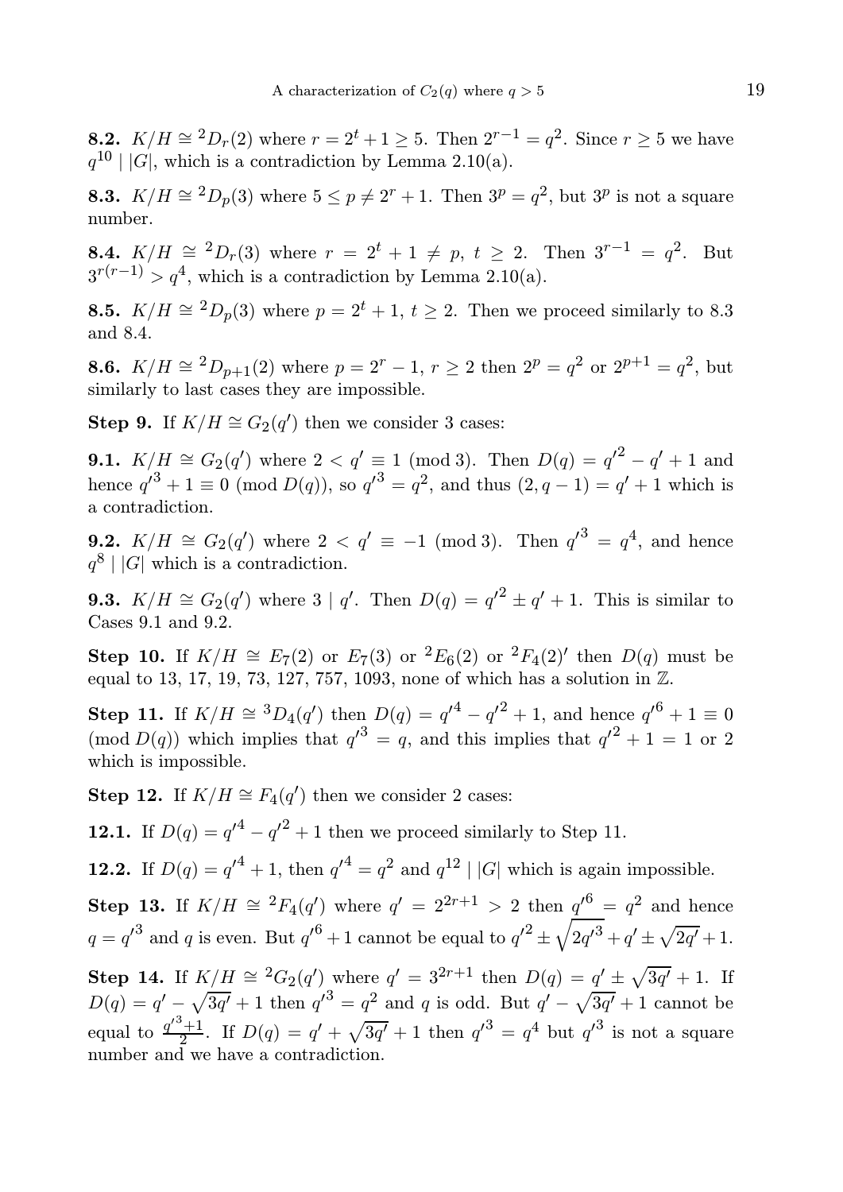**8.2.** $K/H \cong {}^2D_r(2)$ where $r = 2^t + 1 \geq 5$. Then $2^{r-1} = q^2$. Since $r \geq 5$ we have $q^{10} \mid |G|$, which is a contradiction by Lemma 2.10(a).

**8.3.** $K/H \cong {}^2D_p(3)$ where $5 \leq p \neq 2^r + 1$. Then $3^p = q^2$, but $3^p$ is not a square number.

**8.4.** $K/H \cong {}^2D_r(3)$ where $r = 2^t + 1 \neq p$, $t \geq 2$. Then $3^{r-1} = q^2$. But $3^{r(r-1)} > q^4$, which is a contradiction by Lemma 2.10(a).

**8.5.** $K/H \cong {}^2D_p(3)$ where $p = 2^t + 1$, $t \geq 2$. Then we proceed similarly to 8.3 and 8.4.

**8.6.** $K/H \cong {}^2D_{p+1}(2)$ where $p = 2^r - 1$, $r \geq 2$ then $2^p = q^2$ or $2^{p+1} = q^2$, but similarly to last cases they are impossible.

**Step 9.** If $K/H \cong G_2(q')$ then we consider 3 cases:

**9.1.** $K/H \cong G_2(q')$ where $2 < q' \equiv 1 \pmod 3$. Then $D(q) = {q'}^2 - q' + 1$ and hence ${q'}^3 + 1 \equiv 0 \pmod{D(q)}$, so ${q'}^3 = q^2$, and thus $(2, q-1) = q' + 1$ which is a contradiction.

**9.2.** $K/H \cong G_2(q')$ where $2 < q' \equiv -1 \pmod 3$. Then ${q'}^3 = q^4$, and hence $q^8 \mid |G|$ which is a contradiction.

**9.3.** $K/H \cong G_2(q')$ where $3 \mid q'$. Then $D(q) = {q'}^2 \pm q' + 1$. This is similar to Cases 9.1 and 9.2.

**Step 10.** If $K/H \cong E_7(2)$ or $E_7(3)$ or ${}^2E_6(2)$ or ${}^2F_4(2)'$ then $D(q)$ must be equal to 13, 17, 19, 73, 127, 757, 1093, none of which has a solution in $\mathbb{Z}$.

**Step 11.** If $K/H \cong {}^3D_4(q')$ then $D(q) = {q'}^4 - {q'}^2 + 1$, and hence ${q'}^6 + 1 \equiv 0 \pmod{D(q)}$ which implies that ${q'}^3 = q$, and this implies that ${q'}^2 + 1 = 1$ or $2$ which is impossible.

**Step 12.** If $K/H \cong F_4(q')$ then we consider 2 cases:

**12.1.** If $D(q) = {q'}^4 - {q'}^2 + 1$ then we proceed similarly to Step 11.

**12.2.** If $D(q) = {q'}^4 + 1$, then ${q'}^4 = q^2$ and $q^{12} \mid |G|$ which is again impossible.

**Step 13.** If $K/H \cong {}^2F_4(q')$ where $q' = 2^{2r+1} > 2$ then ${q'}^6 = q^2$ and hence $q = {q'}^3$ and $q$ is even. But ${q'}^6 + 1$ cannot be equal to ${q'}^2 \pm \sqrt{2{q'}^3} + q' \pm \sqrt{2q'} + 1$.

**Step 14.** If $K/H \cong {}^2G_2(q')$ where $q' = 3^{2r+1}$ then $D(q) = q' \pm \sqrt{3q'} + 1$. If $D(q) = q' - \sqrt{3q'} + 1$ then ${q'}^3 = q^2$ and $q$ is odd. But $q' - \sqrt{3q'} + 1$ cannot be equal to $\frac{{q'}^3+1}{2}$. If $D(q) = q' + \sqrt{3q'} + 1$ then ${q'}^3 = q^4$ but ${q'}^3$ is not a square number and we have a contradiction.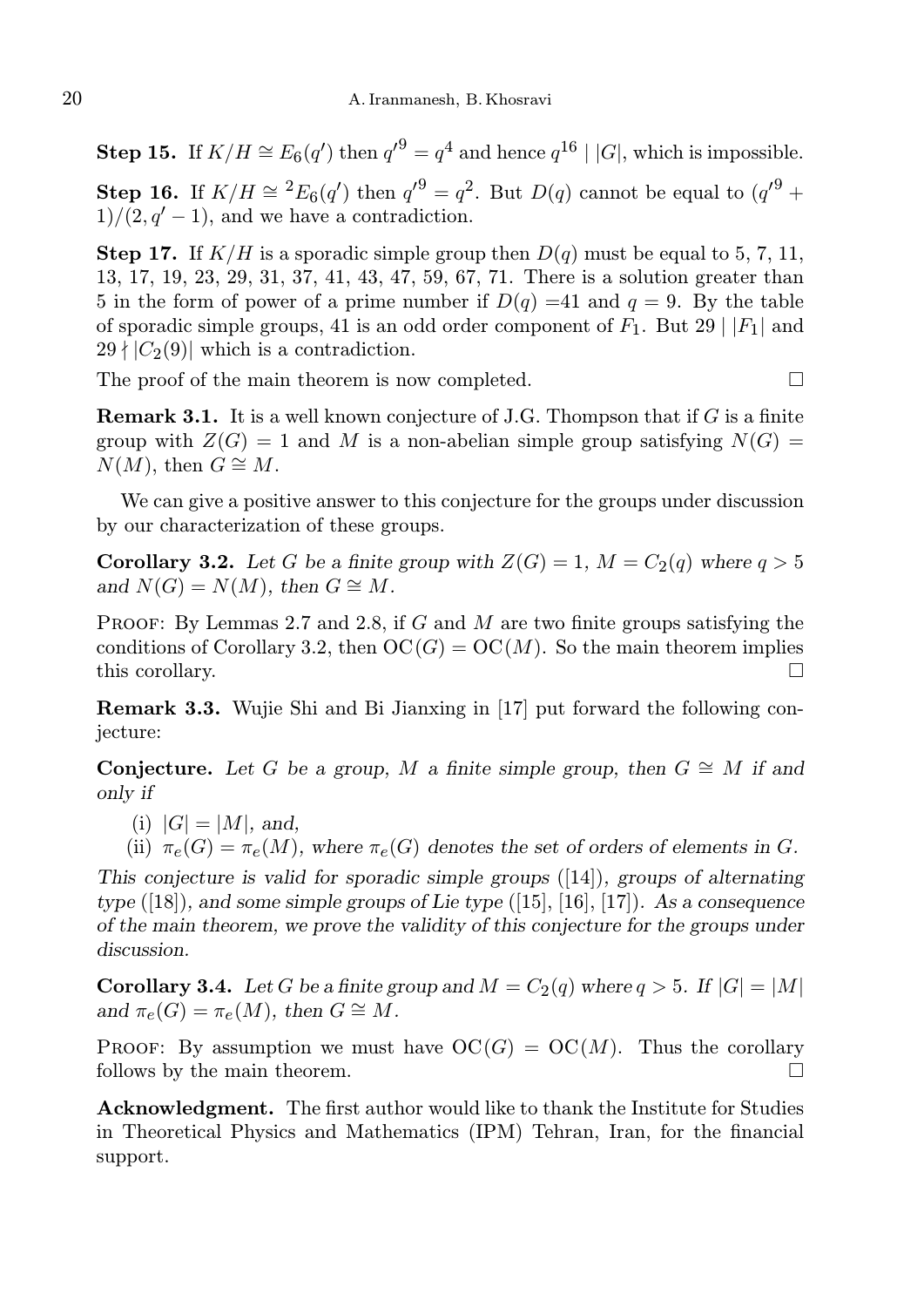**Step 15.** If $K/H \cong E_6(q')$ then ${q'}^9 = q^4$ and hence $q^{16} \mid |G|$, which is impossible.

**Step 16.** If $K/H \cong {}^2E_6(q')$ then ${q'}^9 = q^2$. But $D(q)$ cannot be equal to $({q'}^9 + 1)/(2, q' - 1)$, and we have a contradiction.

**Step 17.** If $K/H$ is a sporadic simple group then $D(q)$ must be equal to 5, 7, 11, 13, 17, 19, 23, 29, 31, 37, 41, 43, 47, 59, 67, 71. There is a solution greater than 5 in the form of power of a prime number if $D(q) = 41$ and $q = 9$. By the table of sporadic simple groups, 41 is an odd order component of $F_1$. But $29 \mid |F_1|$ and $29 \nmid |C_2(9)|$ which is a contradiction.

The proof of the main theorem is now completed. □

**Remark 3.1.** It is a well known conjecture of J.G. Thompson that if $G$ is a finite group with $Z(G) = 1$ and $M$ is a non-abelian simple group satisfying $N(G) = N(M)$, then $G \cong M$.

We can give a positive answer to this conjecture for the groups under discussion by our characterization of these groups.

**Corollary 3.2.** *Let $G$ be a finite group with $Z(G) = 1$, $M = C_2(q)$ where $q > 5$ and $N(G) = N(M)$, then $G \cong M$.*

Proof: By Lemmas 2.7 and 2.8, if $G$ and $M$ are two finite groups satisfying the conditions of Corollary 3.2, then $\mathrm{OC}(G) = \mathrm{OC}(M)$. So the main theorem implies this corollary. □

**Remark 3.3.** Wujie Shi and Bi Jianxing in [17] put forward the following conjecture:

**Conjecture.** *Let $G$ be a group, $M$ a finite simple group, then $G \cong M$ if and only if*

(i) $|G| = |M|$, *and,*

(ii) $\pi_e(G) = \pi_e(M)$, *where $\pi_e(G)$ denotes the set of orders of elements in $G$.*

*This conjecture is valid for sporadic simple groups* ([14])*, groups of alternating type* ([18])*, and some simple groups of Lie type* ([15], [16], [17])*. As a consequence of the main theorem, we prove the validity of this conjecture for the groups under discussion.*

**Corollary 3.4.** *Let $G$ be a finite group and $M = C_2(q)$ where $q > 5$. If $|G| = |M|$ and $\pi_e(G) = \pi_e(M)$, then $G \cong M$.*

Proof: By assumption we must have $\mathrm{OC}(G) = \mathrm{OC}(M)$. Thus the corollary follows by the main theorem. □

**Acknowledgment.** The first author would like to thank the Institute for Studies in Theoretical Physics and Mathematics (IPM) Tehran, Iran, for the financial support.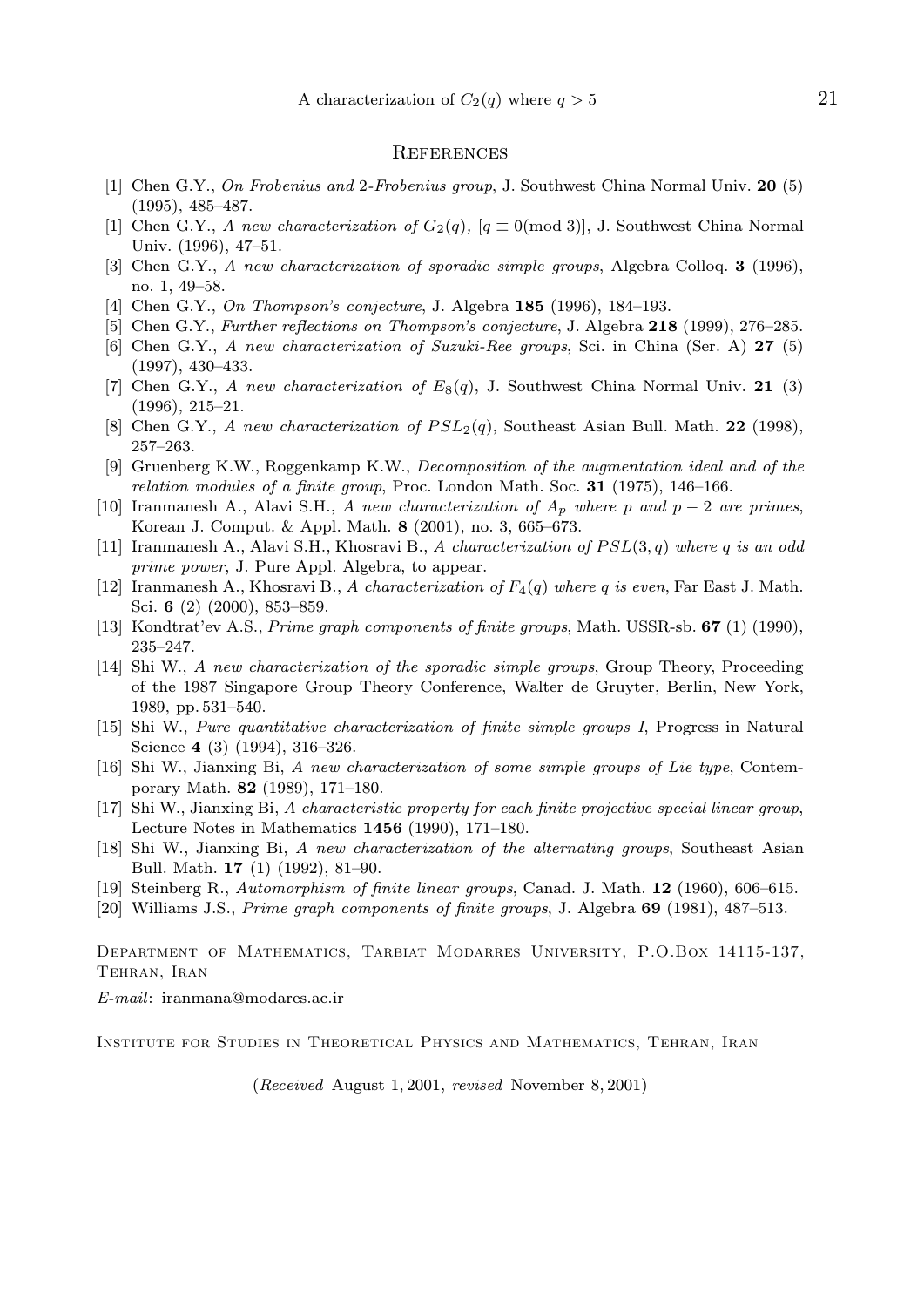## References

[1] Chen G.Y., *On Frobenius and 2-Frobenius group*, J. Southwest China Normal Univ. **20** (5) (1995), 485–487.

[1] Chen G.Y., *A new characterization of $G_2(q)$, $[q \equiv 0(\text{mod } 3)]$*, J. Southwest China Normal Univ. (1996), 47–51.

[3] Chen G.Y., *A new characterization of sporadic simple groups*, Algebra Colloq. **3** (1996), no. 1, 49–58.

[4] Chen G.Y., *On Thompson's conjecture*, J. Algebra **185** (1996), 184–193.

[5] Chen G.Y., *Further reflections on Thompson's conjecture*, J. Algebra **218** (1999), 276–285.

[6] Chen G.Y., *A new characterization of Suzuki-Ree groups*, Sci. in China (Ser. A) **27** (5) (1997), 430–433.

[7] Chen G.Y., *A new characterization of $E_8(q)$*, J. Southwest China Normal Univ. **21** (3) (1996), 215–21.

[8] Chen G.Y., *A new characterization of $PSL_2(q)$*, Southeast Asian Bull. Math. **22** (1998), 257–263.

[9] Gruenberg K.W., Roggenkamp K.W., *Decomposition of the augmentation ideal and of the relation modules of a finite group*, Proc. London Math. Soc. **31** (1975), 146–166.

[10] Iranmanesh A., Alavi S.H., *A new characterization of $A_p$ where $p$ and $p-2$ are primes*, Korean J. Comput. & Appl. Math. **8** (2001), no. 3, 665–673.

[11] Iranmanesh A., Alavi S.H., Khosravi B., *A characterization of $PSL(3,q)$ where $q$ is an odd prime power*, J. Pure Appl. Algebra, to appear.

[12] Iranmanesh A., Khosravi B., *A characterization of $F_4(q)$ where $q$ is even*, Far East J. Math. Sci. **6** (2) (2000), 853–859.

[13] Kondtrat'ev A.S., *Prime graph components of finite groups*, Math. USSR-sb. **67** (1) (1990), 235–247.

[14] Shi W., *A new characterization of the sporadic simple groups*, Group Theory, Proceeding of the 1987 Singapore Group Theory Conference, Walter de Gruyter, Berlin, New York, 1989, pp. 531–540.

[15] Shi W., *Pure quantitative characterization of finite simple groups I*, Progress in Natural Science **4** (3) (1994), 316–326.

[16] Shi W., Jianxing Bi, *A new characterization of some simple groups of Lie type*, Contemporary Math. **82** (1989), 171–180.

[17] Shi W., Jianxing Bi, *A characteristic property for each finite projective special linear group*, Lecture Notes in Mathematics **1456** (1990), 171–180.

[18] Shi W., Jianxing Bi, *A new characterization of the alternating groups*, Southeast Asian Bull. Math. **17** (1) (1992), 81–90.

[19] Steinberg R., *Automorphism of finite linear groups*, Canad. J. Math. **12** (1960), 606–615.

[20] Williams J.S., *Prime graph components of finite groups*, J. Algebra **69** (1981), 487–513.

Department of Mathematics, Tarbiat Modarres University, P.O.Box 14115-137, Tehran, Iran

*E-mail*: iranmana@modares.ac.ir

Institute for Studies in Theoretical Physics and Mathematics, Tehran, Iran

(*Received* August 1, 2001, *revised* November 8, 2001)